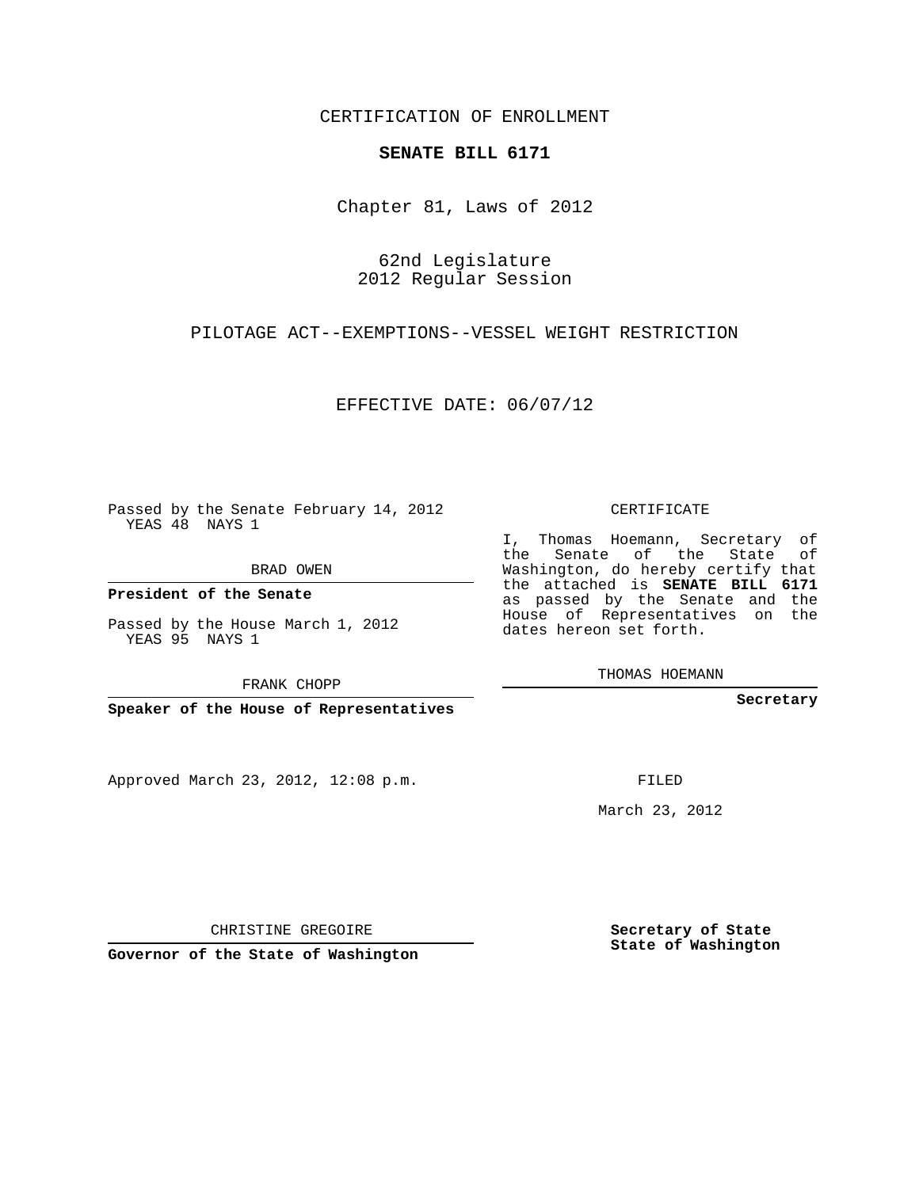CERTIFICATION OF ENROLLMENT

**SENATE BILL 6171**

Chapter 81, Laws of 2012

62nd Legislature
2012 Regular Session

PILOTAGE ACT--EXEMPTIONS--VESSEL WEIGHT RESTRICTION

EFFECTIVE DATE: 06/07/12

Passed by the Senate February 14, 2012
YEAS 48 NAYS 1

BRAD OWEN

**President of the Senate**

Passed by the House March 1, 2012
YEAS 95 NAYS 1

FRANK CHOPP

**Speaker of the House of Representatives**

CERTIFICATE

I, Thomas Hoemann, Secretary of the Senate of the State of Washington, do hereby certify that the attached is **SENATE BILL 6171** as passed by the Senate and the House of Representatives on the dates hereon set forth.

THOMAS HOEMANN

**Secretary**

Approved March 23, 2012, 12:08 p.m.

FILED

March 23, 2012

CHRISTINE GREGOIRE

**Governor of the State of Washington**

**Secretary of State**
**State of Washington**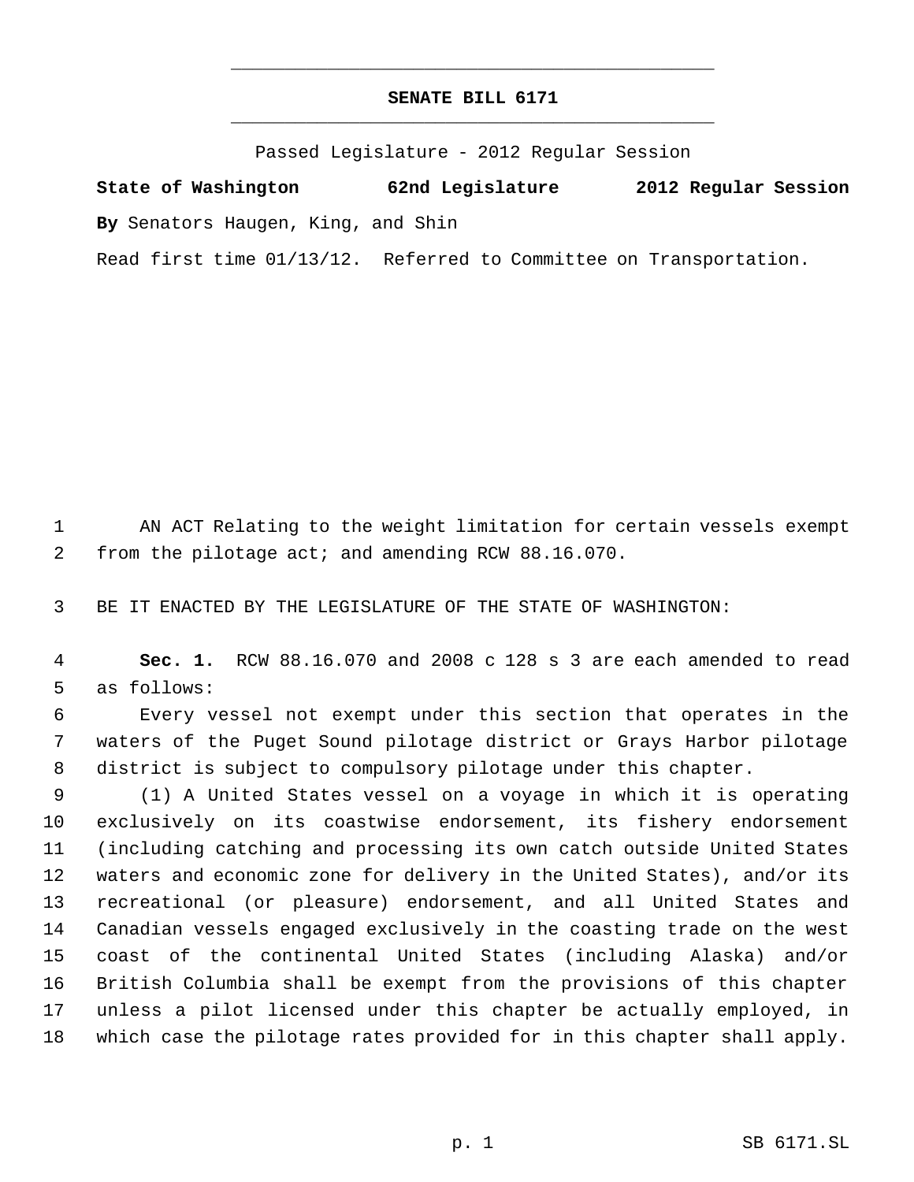# SENATE BILL 6171

Passed Legislature - 2012 Regular Session

**State of Washington 62nd Legislature 2012 Regular Session**

**By** Senators Haugen, King, and Shin

Read first time 01/13/12. Referred to Committee on Transportation.

AN ACT Relating to the weight limitation for certain vessels exempt from the pilotage act; and amending RCW 88.16.070.

BE IT ENACTED BY THE LEGISLATURE OF THE STATE OF WASHINGTON:

**Sec. 1.** RCW 88.16.070 and 2008 c 128 s 3 are each amended to read as follows:

Every vessel not exempt under this section that operates in the waters of the Puget Sound pilotage district or Grays Harbor pilotage district is subject to compulsory pilotage under this chapter.

(1) A United States vessel on a voyage in which it is operating exclusively on its coastwise endorsement, its fishery endorsement (including catching and processing its own catch outside United States waters and economic zone for delivery in the United States), and/or its recreational (or pleasure) endorsement, and all United States and Canadian vessels engaged exclusively in the coasting trade on the west coast of the continental United States (including Alaska) and/or British Columbia shall be exempt from the provisions of this chapter unless a pilot licensed under this chapter be actually employed, in which case the pilotage rates provided for in this chapter shall apply.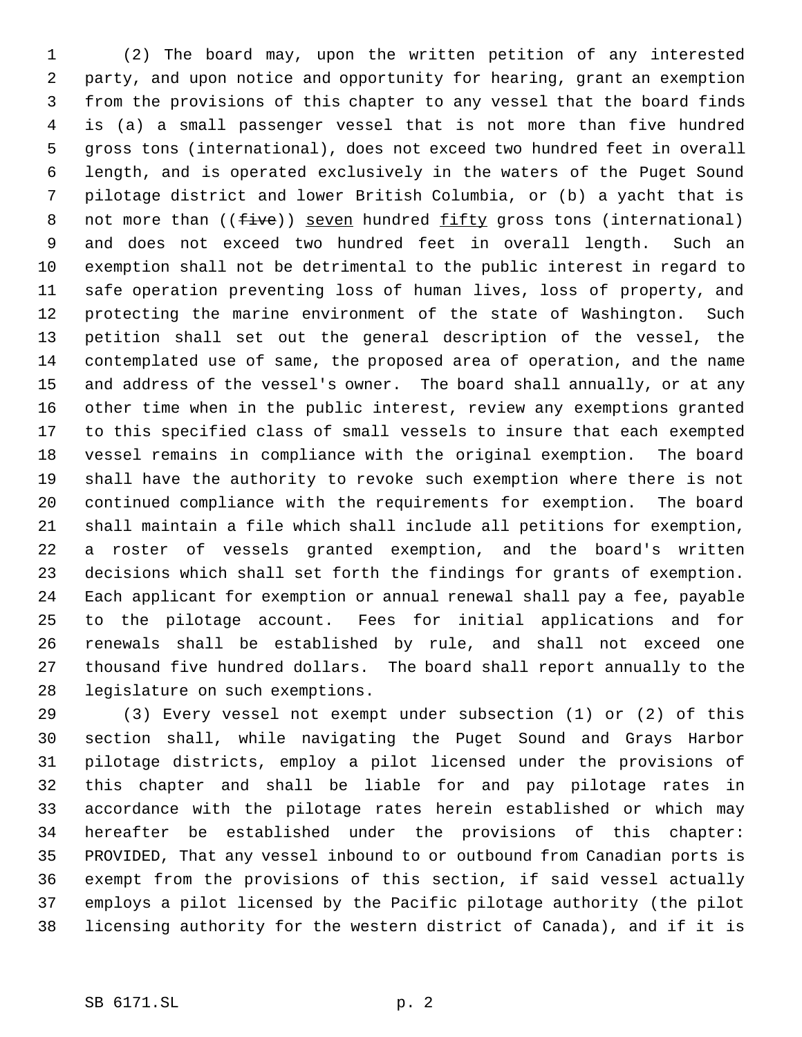(2) The board may, upon the written petition of any interested party, and upon notice and opportunity for hearing, grant an exemption from the provisions of this chapter to any vessel that the board finds is (a) a small passenger vessel that is not more than five hundred gross tons (international), does not exceed two hundred feet in overall length, and is operated exclusively in the waters of the Puget Sound pilotage district and lower British Columbia, or (b) a yacht that is not more than ((~~five~~)) <u>seven</u> hundred <u>fifty</u> gross tons (international) and does not exceed two hundred feet in overall length. Such an exemption shall not be detrimental to the public interest in regard to safe operation preventing loss of human lives, loss of property, and protecting the marine environment of the state of Washington. Such petition shall set out the general description of the vessel, the contemplated use of same, the proposed area of operation, and the name and address of the vessel's owner. The board shall annually, or at any other time when in the public interest, review any exemptions granted to this specified class of small vessels to insure that each exempted vessel remains in compliance with the original exemption. The board shall have the authority to revoke such exemption where there is not continued compliance with the requirements for exemption. The board shall maintain a file which shall include all petitions for exemption, a roster of vessels granted exemption, and the board's written decisions which shall set forth the findings for grants of exemption. Each applicant for exemption or annual renewal shall pay a fee, payable to the pilotage account. Fees for initial applications and for renewals shall be established by rule, and shall not exceed one thousand five hundred dollars. The board shall report annually to the legislature on such exemptions.

(3) Every vessel not exempt under subsection (1) or (2) of this section shall, while navigating the Puget Sound and Grays Harbor pilotage districts, employ a pilot licensed under the provisions of this chapter and shall be liable for and pay pilotage rates in accordance with the pilotage rates herein established or which may hereafter be established under the provisions of this chapter: PROVIDED, That any vessel inbound to or outbound from Canadian ports is exempt from the provisions of this section, if said vessel actually employs a pilot licensed by the Pacific pilotage authority (the pilot licensing authority for the western district of Canada), and if it is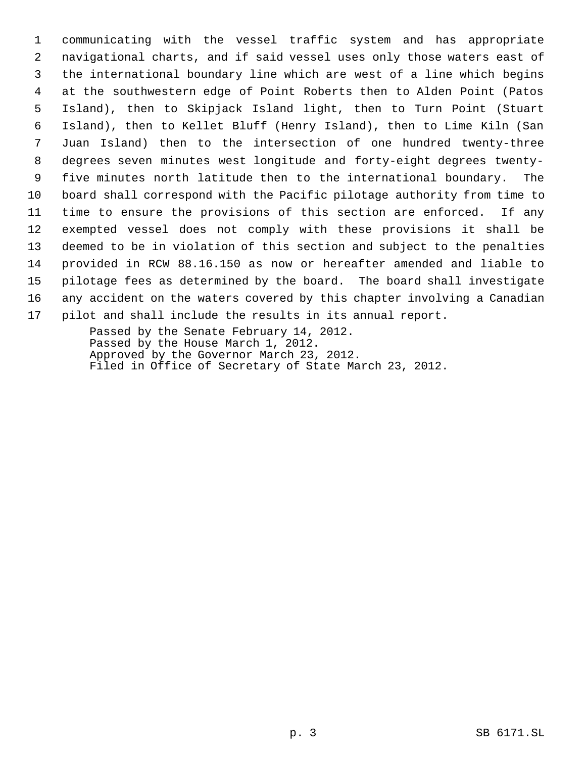communicating with the vessel traffic system and has appropriate navigational charts, and if said vessel uses only those waters east of the international boundary line which are west of a line which begins at the southwestern edge of Point Roberts then to Alden Point (Patos Island), then to Skipjack Island light, then to Turn Point (Stuart Island), then to Kellet Bluff (Henry Island), then to Lime Kiln (San Juan Island) then to the intersection of one hundred twenty-three degrees seven minutes west longitude and forty-eight degrees twenty-five minutes north latitude then to the international boundary. The board shall correspond with the Pacific pilotage authority from time to time to ensure the provisions of this section are enforced. If any exempted vessel does not comply with these provisions it shall be deemed to be in violation of this section and subject to the penalties provided in RCW 88.16.150 as now or hereafter amended and liable to pilotage fees as determined by the board. The board shall investigate any accident on the waters covered by this chapter involving a Canadian pilot and shall include the results in its annual report.

Passed by the Senate February 14, 2012.
Passed by the House March 1, 2012.
Approved by the Governor March 23, 2012.
Filed in Office of Secretary of State March 23, 2012.